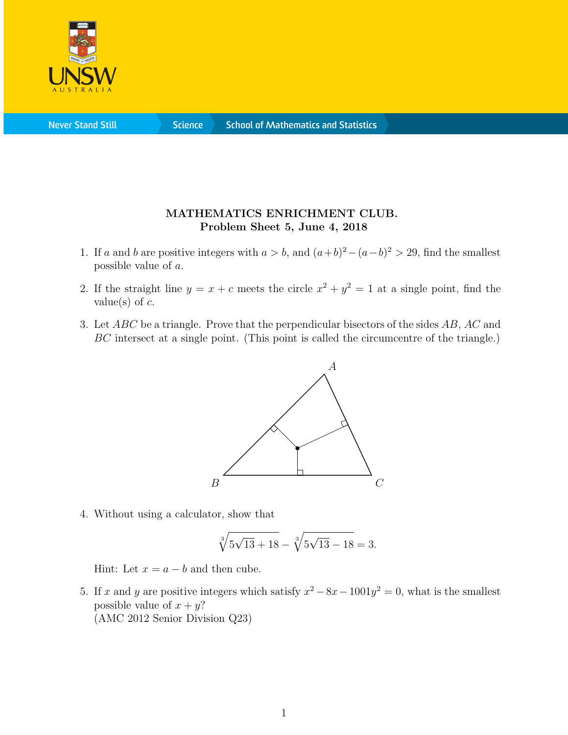**MATHEMATICS ENRICHMENT CLUB.**
**Problem Sheet 5, June 4, 2018**

1. If $a$ and $b$ are positive integers with $a > b$, and $(a+b)^2 - (a-b)^2 > 29$, find the smallest possible value of $a$.

2. If the straight line $y = x + c$ meets the circle $x^2 + y^2 = 1$ at a single point, find the value(s) of $c$.

3. Let $ABC$ be a triangle. Prove that the perpendicular bisectors of the sides $AB$, $AC$ and $BC$ intersect at a single point. (This point is called the circumcentre of the triangle.)

4. Without using a calculator, show that

$$\sqrt[3]{5\sqrt{13}+18} - \sqrt[3]{5\sqrt{13}-18} = 3.$$

   Hint: Let $x = a - b$ and then cube.

5. If $x$ and $y$ are positive integers which satisfy $x^2 - 8x - 1001y^2 = 0$, what is the smallest possible value of $x + y$?
   (AMC 2012 Senior Division Q23)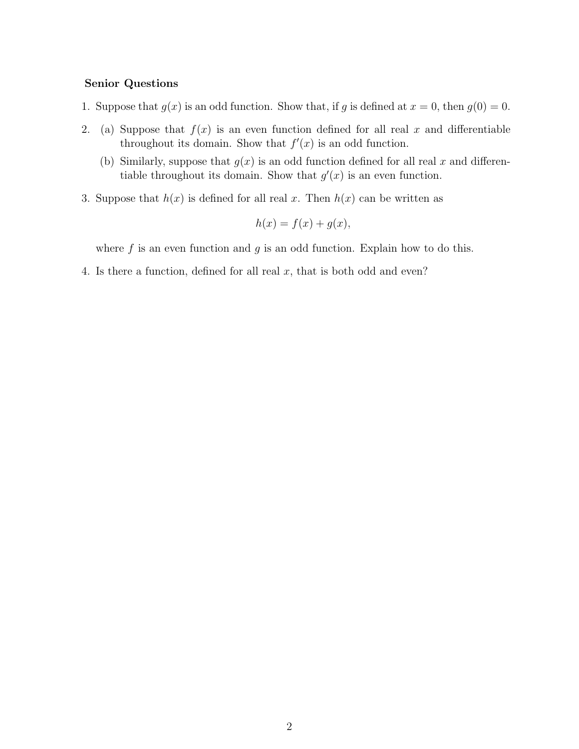**Senior Questions**

1. Suppose that $g(x)$ is an odd function. Show that, if $g$ is defined at $x = 0$, then $g(0) = 0$.

2. (a) Suppose that $f(x)$ is an even function defined for all real $x$ and differentiable throughout its domain. Show that $f'(x)$ is an odd function.

   (b) Similarly, suppose that $g(x)$ is an odd function defined for all real $x$ and differentiable throughout its domain. Show that $g'(x)$ is an even function.

3. Suppose that $h(x)$ is defined for all real $x$. Then $h(x)$ can be written as

$$h(x) = f(x) + g(x),$$

   where $f$ is an even function and $g$ is an odd function. Explain how to do this.

4. Is there a function, defined for all real $x$, that is both odd and even?